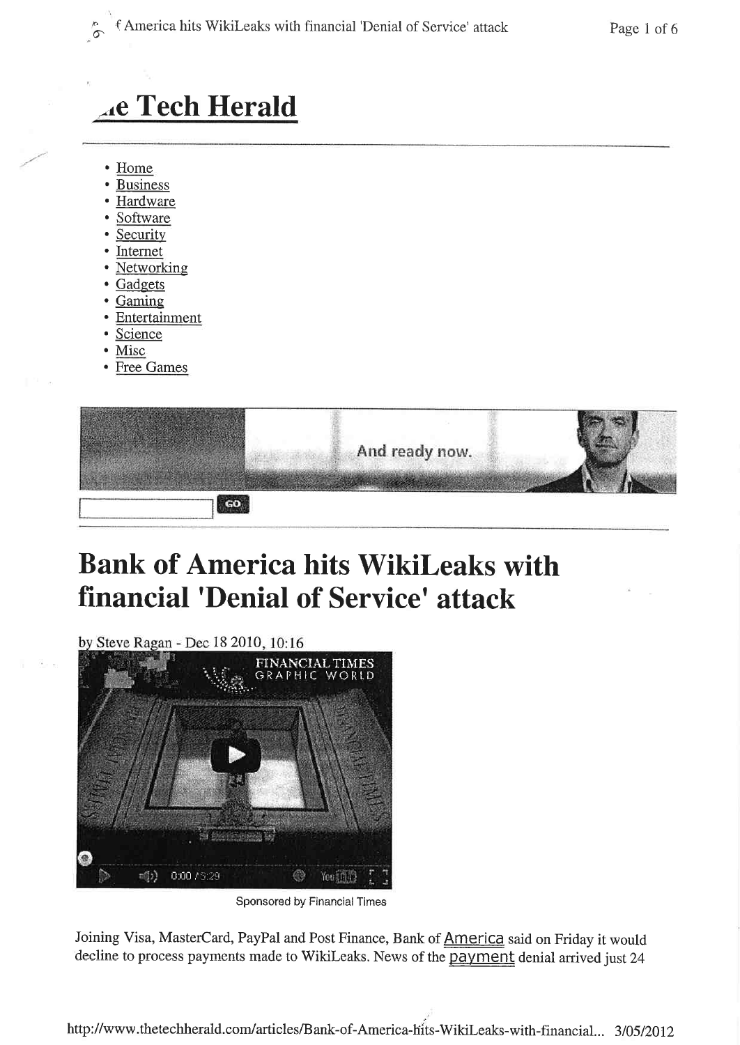# The Tech Herald

- Home
- Business
- Hardware
- Software
- Security
- Internet
- Networking
- Gadgets
- Gaming
- Entertainment
- Science
- Misc
- Free Games

And ready now.

GO

## Bank of America hits WikiLeaks with financial 'Denial of Service' attack

by Steve Ragan - Dec 18 2010, 10:16

FINANCIAL TIMES GRAPHIC WORLD

Sponsored by Financial Times

Joining Visa, MasterCard, PayPal and Post Finance, Bank of America said on Friday it would decline to process payments made to WikiLeaks. News of the payment denial arrived just 24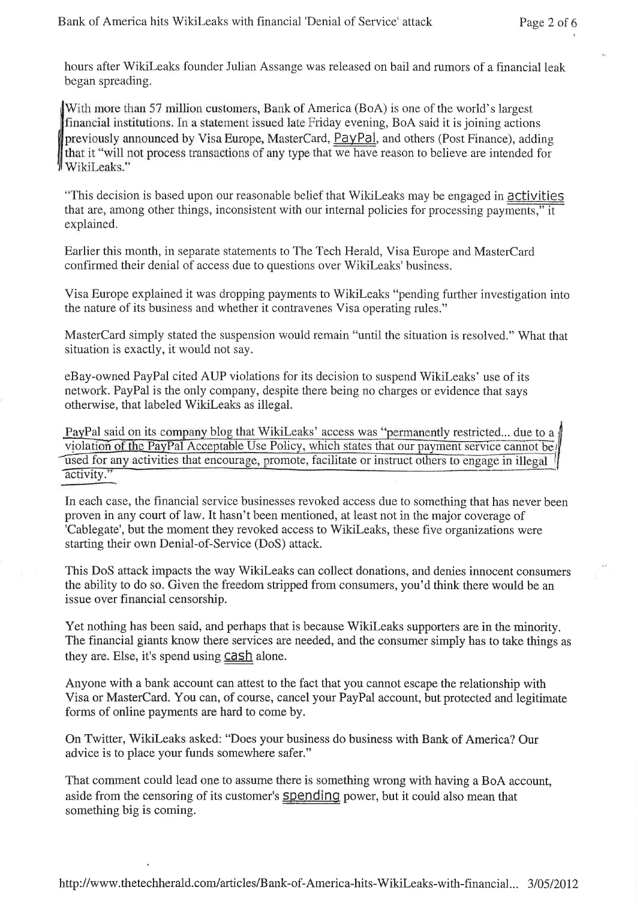hours after WikiLeaks founder Julian Assange was released on bail and rumors of a financial leak began spreading.

With more than 57 million customers, Bank of America (BoA) is one of the world's largest financial institutions. In a statement issued late Friday evening, BoA said it is joining actions previously announced by Visa Europe, MasterCard, PayPal, and others (Post Finance), adding that it "will not process transactions of any type that we have reason to believe are intended for WikiLeaks."

"This decision is based upon our reasonable belief that WikiLeaks may be engaged in activities that are, among other things, inconsistent with our internal policies for processing payments," it explained.

Earlier this month, in separate statements to The Tech Herald, Visa Europe and MasterCard confirmed their denial of access due to questions over WikiLeaks' business.

Visa Europe explained it was dropping payments to WikiLeaks "pending further investigation into the nature of its business and whether it contravenes Visa operating rules."

MasterCard simply stated the suspension would remain "until the situation is resolved." What that situation is exactly, it would not say.

eBay-owned PayPal cited AUP violations for its decision to suspend WikiLeaks' use of its network. PayPal is the only company, despite there being no charges or evidence that says otherwise, that labeled WikiLeaks as illegal.

PayPal said on its company blog that WikiLeaks' access was "permanently restricted... due to a violation of the PayPal Acceptable Use Policy, which states that our payment service cannot be used for any activities that encourage, promote, facilitate or instruct others to engage in illegal activity."

In each case, the financial service businesses revoked access due to something that has never been proven in any court of law. It hasn't been mentioned, at least not in the major coverage of 'Cablegate', but the moment they revoked access to WikiLeaks, these five organizations were starting their own Denial-of-Service (DoS) attack.

This DoS attack impacts the way WikiLeaks can collect donations, and denies innocent consumers the ability to do so. Given the freedom stripped from consumers, you'd think there would be an issue over financial censorship.

Yet nothing has been said, and perhaps that is because WikiLeaks supporters are in the minority. The financial giants know there services are needed, and the consumer simply has to take things as they are. Else, it's spend using cash alone.

Anyone with a bank account can attest to the fact that you cannot escape the relationship with Visa or MasterCard. You can, of course, cancel your PayPal account, but protected and legitimate forms of online payments are hard to come by.

On Twitter, WikiLeaks asked: "Does your business do business with Bank of America? Our advice is to place your funds somewhere safer."

That comment could lead one to assume there is something wrong with having a BoA account, aside from the censoring of its customer's spending power, but it could also mean that something big is coming.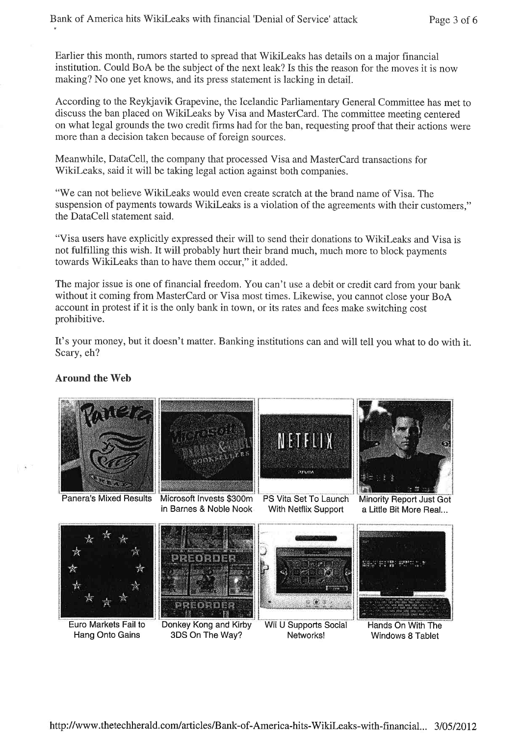Earlier this month, rumors started to spread that WikiLeaks has details on a major financial institution. Could BoA be the subject of the next leak? Is this the reason for the moves it is now making? No one yet knows, and its press statement is lacking in detail.

According to the Reykjavik Grapevine, the Icelandic Parliamentary General Committee has met to discuss the ban placed on WikiLeaks by Visa and MasterCard. The committee meeting centered on what legal grounds the two credit firms had for the ban, requesting proof that their actions were more than a decision taken because of foreign sources.

Meanwhile, DataCell, the company that processed Visa and MasterCard transactions for WikiLeaks, said it will be taking legal action against both companies.

"We can not believe WikiLeaks would even create scratch at the brand name of Visa. The suspension of payments towards WikiLeaks is a violation of the agreements with their customers," the DataCell statement said.

"Visa users have explicitly expressed their will to send their donations to WikiLeaks and Visa is not fulfilling this wish. It will probably hurt their brand much, much more to block payments towards WikiLeaks than to have them occur," it added.

The major issue is one of financial freedom. You can't use a debit or credit card from your bank without it coming from MasterCard or Visa most times. Likewise, you cannot close your BoA account in protest if it is the only bank in town, or its rates and fees make switching cost prohibitive.

It's your money, but it doesn't matter. Banking institutions can and will tell you what to do with it. Scary, eh?

### Around the Web

Panera's Mixed Results

Microsoft Invests $300m in Barnes & Noble Nook

PS Vita Set To Launch With Netflix Support

Minority Report Just Got a Little Bit More Real...

Euro Markets Fail to Hang Onto Gains

Donkey Kong and Kirby 3DS On The Way?

Wii U Supports Social Networks!

Hands On With The Windows 8 Tablet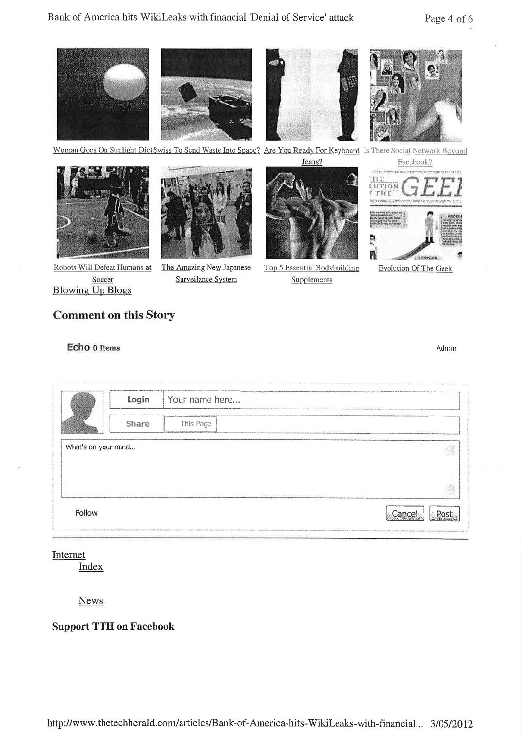Woman Goes On Sunlight Diet Swiss To Send Waste Into Space? Are You Ready For Keyboard Jeans? Is There Social Network Beyond Facebook?

Robots Will Defeat Humans at Soccer The Amazing New Japanese Surveillance System Top 5 Essential Bodybuilding Supplements Evolution Of The Geek

Blowing Up Blogs

## Comment on this Story

**Echo** 0 Items Admin

Login Your name here...

Share This Page

What's on your mind...

Follow Cancel Post

Internet

Index

News

**Support TTH on Facebook**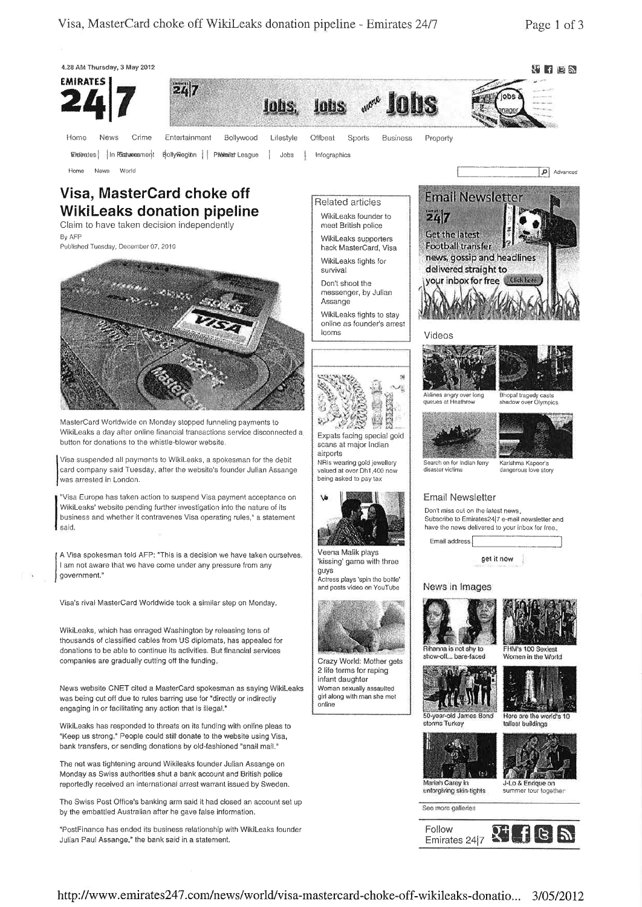# Visa, MasterCard choke off WikiLeaks donation pipeline

Claim to have taken decision independently

By AFP

Published Tuesday, December 07, 2010

MasterCard Worldwide on Monday stopped funneling payments to WikiLeaks a day after online financial transactions service disconnected a button for donations to the whistle-blower website.

Visa suspended all payments to WikiLeaks, a spokesman for the debit card company said Tuesday, after the website's founder Julian Assange was arrested in London.

"Visa Europe has taken action to suspend Visa payment acceptance on WikiLeaks' website pending further investigation into the nature of its business and whether it contravenes Visa operating rules," a statement said.

A Visa spokesman told AFP: "This is a decision we have taken ourselves. I am not aware that we have come under any pressure from any government."

Visa's rival MasterCard Worldwide took a similar step on Monday.

WikiLeaks, which has enraged Washington by releasing tens of thousands of classified cables from US diplomats, has appealed for donations to be able to continue its activities. But financial services companies are gradually cutting off the funding.

News website CNET cited a MasterCard spokesman as saying WikiLeaks was being cut off due to rules barring use for "directly or indirectly engaging in or facilitating any action that is illegal."

WikiLeaks has responded to threats on its funding with online pleas to "Keep us strong." People could still donate to the website using Visa, bank transfers, or sending donations by old-fashioned "snail mail."

The net was tightening around Wikileaks founder Julian Assange on Monday as Swiss authorities shut a bank account and British police reportedly received an international arrest warrant issued by Sweden.

The Swiss Post Office's banking arm said it had closed an account set up by the embattled Australian after he gave false information.

"PostFinance has ended its business relationship with WikiLeaks founder Julian Paul Assange," the bank said in a statement.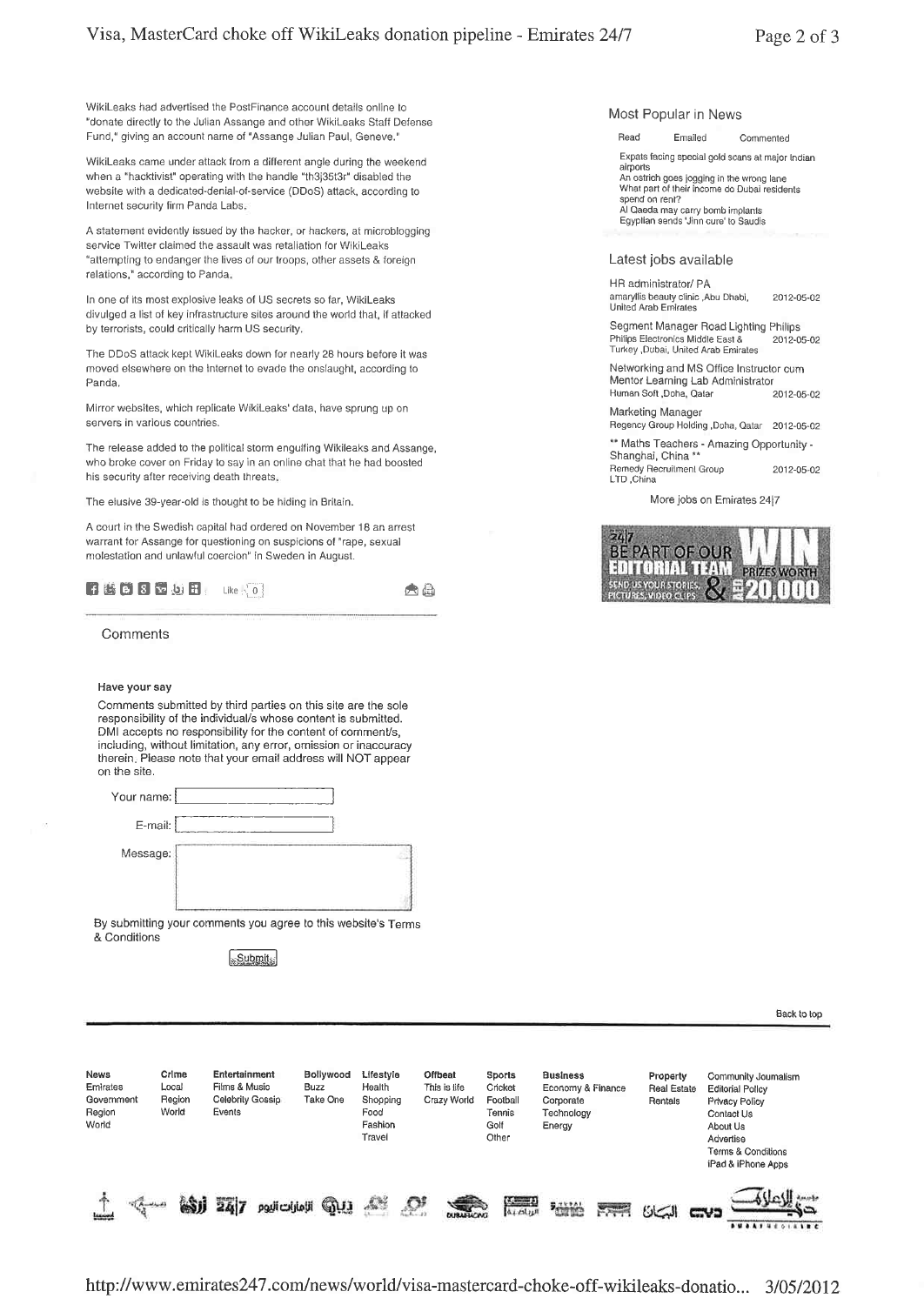WikiLeaks had advertised the PostFinance account details online to "donate directly to the Julian Assange and other WikiLeaks Staff Defense Fund," giving an account name of "Assange Julian Paul, Geneve."

WikiLeaks came under attack from a different angle during the weekend when a "hacktivist" operating with the handle "th3j35t3r" disabled the website with a dedicated-denial-of-service (DDoS) attack, according to Internet security firm Panda Labs.

A statement evidently issued by the hacker, or hackers, at microblogging service Twitter claimed the assault was retaliation for WikiLeaks "attempting to endanger the lives of our troops, other assets & foreign relations," according to Panda.

In one of its most explosive leaks of US secrets so far, WikiLeaks divulged a list of key infrastructure sites around the world that, if attacked by terrorists, could critically harm US security.

The DDoS attack kept WikiLeaks down for nearly 28 hours before it was moved elsewhere on the Internet to evade the onslaught, according to Panda.

Mirror websites, which replicate WikiLeaks' data, have sprung up on servers in various countries.

The release added to the political storm engulfing Wikileaks and Assange, who broke cover on Friday to say in an online chat that he had boosted his security after receiving death threats.

The elusive 39-year-old is thought to be hiding in Britain.

A court in the Swedish capital had ordered on November 18 an arrest warrant for Assange for questioning on suspicions of "rape, sexual molestation and unlawful coercion" in Sweden in August.

Like 0

## Comments

### Have your say

Comments submitted by third parties on this site are the sole responsibility of the individual/s whose content is submitted. DMI accepts no responsibility for the content of comment/s, including, without limitation, any error, omission or inaccuracy therein. Please note that your email address will NOT appear on the site.

Your name:

E-mail:

Message:

By submitting your comments you agree to this website's Terms & Conditions

Submit

### Most Popular in News

Read | Emailed | Commented

- Expats facing special gold scans at major Indian airports
- An ostrich goes jogging in the wrong lane
- What part of their income do Dubai residents spend on rent?
- Al Qaeda may carry bomb implants
- Egyptian sends 'Jinn cure' to Saudis

### Latest jobs available

- HR administrator/ PA — amaryllis beauty clinic ,Abu Dhabi, United Arab Emirates — 2012-05-02
- Segment Manager Road Lighting Philips — Philips Electronics Middle East & Turkey ,Dubai, United Arab Emirates — 2012-05-02
- Networking and MS Office Instructor cum Mentor Learning Lab Administrator — Human Soft ,Doha, Qatar — 2012-05-02
- Marketing Manager — Regency Group Holding ,Doha, Qatar — 2012-05-02
- ** Maths Teachers - Amazing Opportunity - Shanghai, China ** — Remedy Recruitment Group LTD ,China — 2012-05-02

More jobs on Emirates 24|7

24|7 BE PART OF OUR EDITORIAL TEAM — SEND US YOUR STORIES, PICTURES, VIDEO CLIPS & WIN PRIZES WORTH AED 20,000

Back to top

| News | Crime | Entertainment | Bollywood | Lifestyle | Offbeat | Sports | Business | Property | Community Journalism |
|---|---|---|---|---|---|---|---|---|---|
| Emirates | Local | Films & Music | Buzz | Health | This is life | Cricket | Economy & Finance | Real Estate | Editorial Policy |
| Government | Region | Celebrity Gossip | Take One | Shopping | Crazy World | Football | Corporate | Rentals | Privacy Policy |
| Region | World | Events | | Food | | Tennis | Technology | | Contact Us |
| World | | | | Fashion | | Golf | Energy | | About Us |
| | | | | Travel | | Other | | | Advertise |
| | | | | | | | | | Terms & Conditions |
| | | | | | | | | | iPad & iPhone Apps |

http://www.emirates247.com/news/world/visa-mastercard-choke-off-wikileaks-donatio... 3/05/2012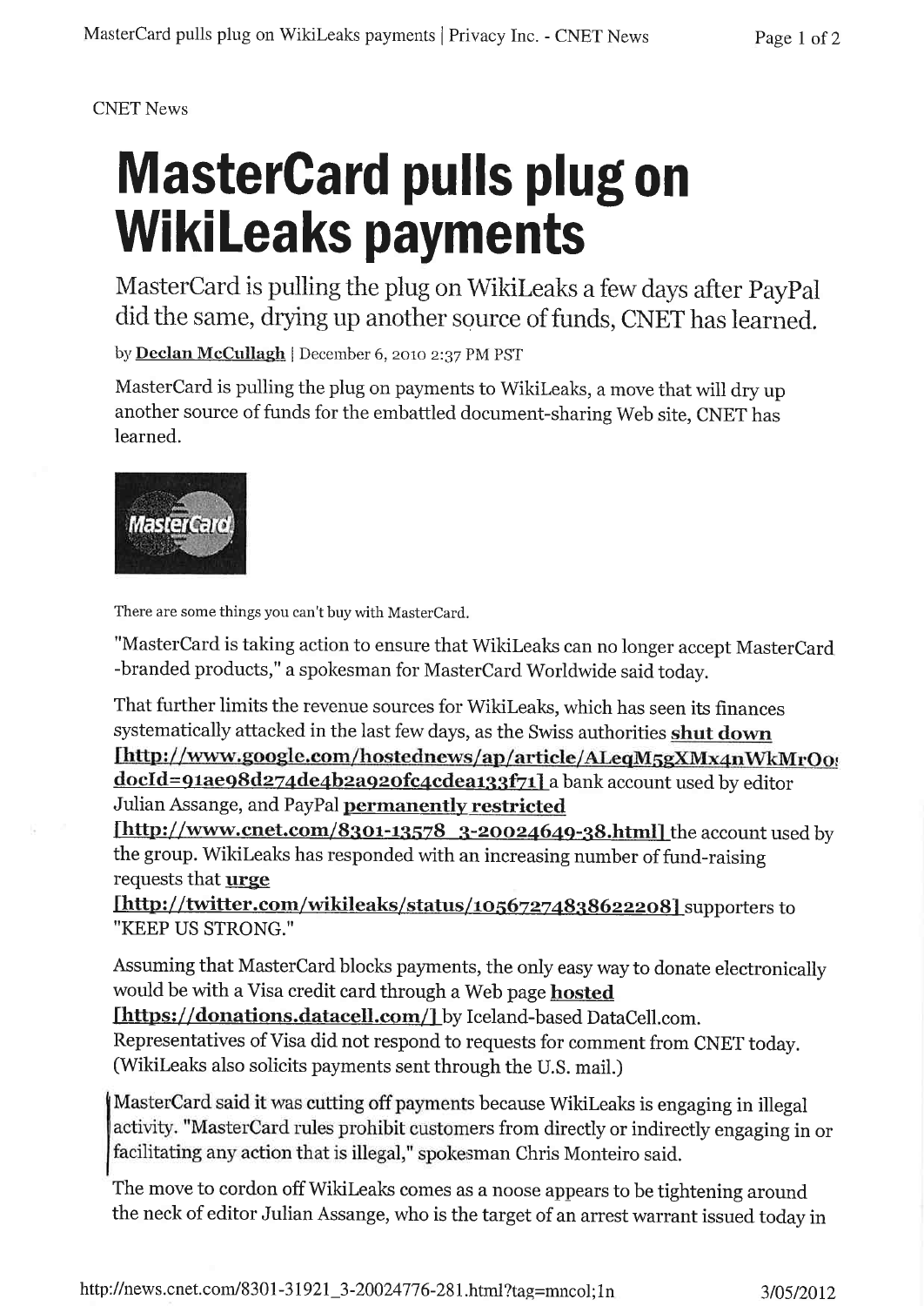CNET News

# MasterCard pulls plug on WikiLeaks payments

MasterCard is pulling the plug on WikiLeaks a few days after PayPal did the same, drying up another source of funds, CNET has learned.

by **Declan McCullagh** | December 6, 2010 2:37 PM PST

MasterCard is pulling the plug on payments to WikiLeaks, a move that will dry up another source of funds for the embattled document-sharing Web site, CNET has learned.

There are some things you can't buy with MasterCard.

"MasterCard is taking action to ensure that WikiLeaks can no longer accept MasterCard -branded products," a spokesman for MasterCard Worldwide said today.

That further limits the revenue sources for WikiLeaks, which has seen its finances systematically attacked in the last few days, as the Swiss authorities **shut down [http://www.google.com/hostednews/ap/article/ALeqM5gXMx4nWkMrOo docId=91ae98d274de4b2a920fc4cdea133f71]** a bank account used by editor Julian Assange, and PayPal **permanently restricted [http://www.cnet.com/8301-13578_3-20024649-38.html]** the account used by the group. WikiLeaks has responded with an increasing number of fund-raising requests that **urge [http://twitter.com/wikileaks/status/10567274838622208]** supporters to "KEEP US STRONG."

Assuming that MasterCard blocks payments, the only easy way to donate electronically would be with a Visa credit card through a Web page **hosted [https://donations.datacell.com/]** by Iceland-based DataCell.com. Representatives of Visa did not respond to requests for comment from CNET today. (WikiLeaks also solicits payments sent through the U.S. mail.)

MasterCard said it was cutting off payments because WikiLeaks is engaging in illegal activity. "MasterCard rules prohibit customers from directly or indirectly engaging in or facilitating any action that is illegal," spokesman Chris Monteiro said.

The move to cordon off WikiLeaks comes as a noose appears to be tightening around the neck of editor Julian Assange, who is the target of an arrest warrant issued today in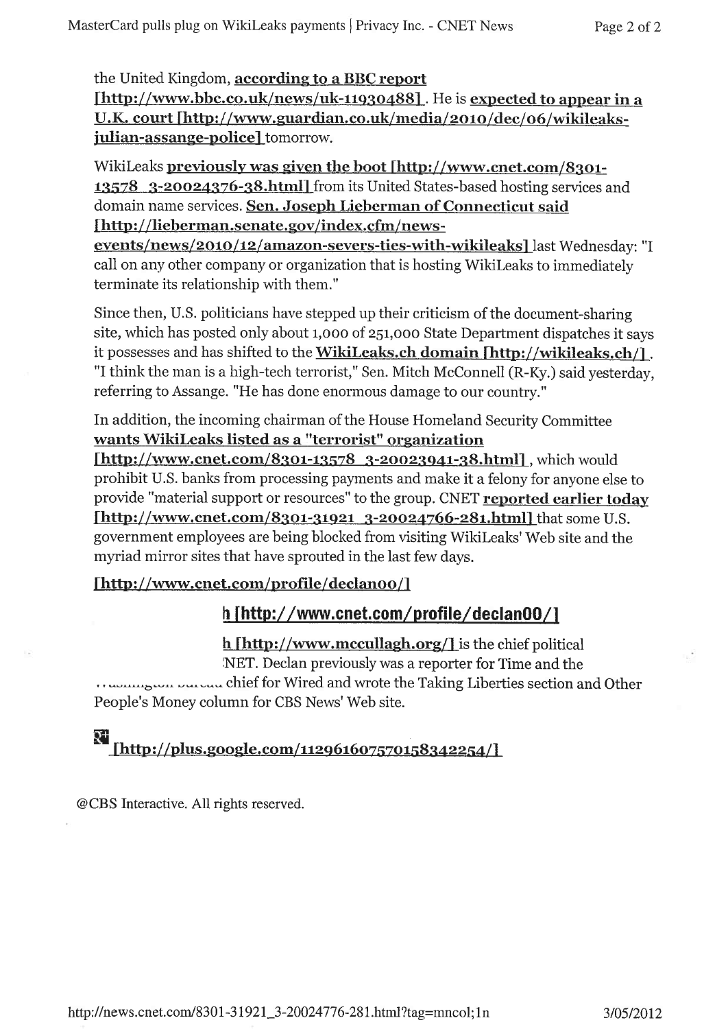the United Kingdom, **according to a BBC report [http://www.bbc.co.uk/news/uk-11930488]**. He is **expected to appear in a U.K. court [http://www.guardian.co.uk/media/2010/dec/06/wikileaks-julian-assange-police]** tomorrow.

WikiLeaks **previously was given the boot [http://www.cnet.com/8301-13578_3-20024376-38.html]** from its United States-based hosting services and domain name services. **Sen. Joseph Lieberman of Connecticut said [http://lieberman.senate.gov/index.cfm/news-events/news/2010/12/amazon-severs-ties-with-wikileaks]** last Wednesday: "I call on any other company or organization that is hosting WikiLeaks to immediately terminate its relationship with them."

Since then, U.S. politicians have stepped up their criticism of the document-sharing site, which has posted only about 1,000 of 251,000 State Department dispatches it says it possesses and has shifted to the **WikiLeaks.ch domain [http://wikileaks.ch/]**. "I think the man is a high-tech terrorist," Sen. Mitch McConnell (R-Ky.) said yesterday, referring to Assange. "He has done enormous damage to our country."

In addition, the incoming chairman of the House Homeland Security Committee **wants WikiLeaks listed as a "terrorist" organization [http://www.cnet.com/8301-13578_3-20023941-38.html]**, which would prohibit U.S. banks from processing payments and make it a felony for anyone else to provide "material support or resources" to the group. CNET **reported earlier today [http://www.cnet.com/8301-31921_3-20024766-281.html]** that some U.S. government employees are being blocked from visiting WikiLeaks' Web site and the myriad mirror sites that have sprouted in the last few days.

**[http://www.cnet.com/profile/declan00/]**

**h [http://www.cnet.com/profile/declan00/]**

**h [http://www.mccullagh.org/]** is the chief political 'NET. Declan previously was a reporter for Time and the Washington bureau chief for Wired and wrote the Taking Liberties section and Other People's Money column for CBS News' Web site.

**[http://plus.google.com/112961607570158342254/]**

@CBS Interactive. All rights reserved.

http://news.cnet.com/8301-31921_3-20024776-281.html?tag=mncol;1n 3/05/2012